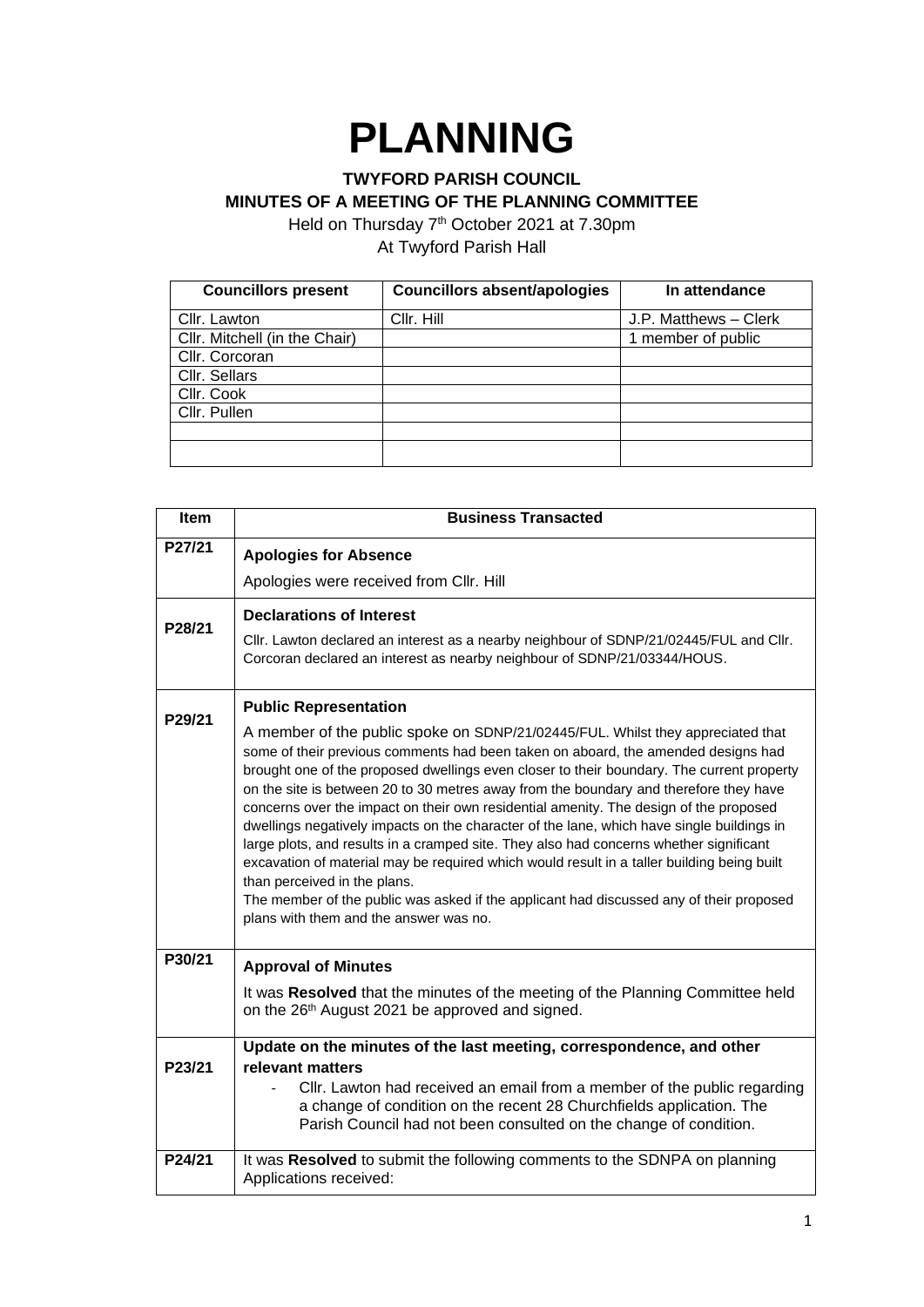# PLANNING

**TWYFORD PARISH COUNCIL**

**MINUTES OF A MEETING OF THE PLANNING COMMITTEE**

Held on Thursday 7th October 2021 at 7.30pm

At Twyford Parish Hall

| Councillors present | Councillors absent/apologies | In attendance |
|---|---|---|
| Cllr. Lawton | Cllr. Hill | J.P. Matthews – Clerk |
| Cllr. Mitchell (in the Chair) | | 1 member of public |
| Cllr. Corcoran | | |
| Cllr. Sellars | | |
| Cllr. Cook | | |
| Cllr. Pullen | | |
| | | |
| | | |

| Item | Business Transacted |
|---|---|
| P27/21 | **Apologies for Absence**<br>Apologies were received from Cllr. Hill |
| P28/21 | **Declarations of Interest**<br>Cllr. Lawton declared an interest as a nearby neighbour of SDNP/21/02445/FUL and Cllr. Corcoran declared an interest as nearby neighbour of SDNP/21/03344/HOUS. |
| P29/21 | **Public Representation**<br>A member of the public spoke on SDNP/21/02445/FUL. Whilst they appreciated that some of their previous comments had been taken on aboard, the amended designs had brought one of the proposed dwellings even closer to their boundary. The current property on the site is between 20 to 30 metres away from the boundary and therefore they have concerns over the impact on their own residential amenity. The design of the proposed dwellings negatively impacts on the character of the lane, which have single buildings in large plots, and results in a cramped site. They also had concerns whether significant excavation of material may be required which would result in a taller building being built than perceived in the plans.<br>The member of the public was asked if the applicant had discussed any of their proposed plans with them and the answer was no. |
| P30/21 | **Approval of Minutes**<br>It was **Resolved** that the minutes of the meeting of the Planning Committee held on the 26th August 2021 be approved and signed. |
| P23/21 | **Update on the minutes of the last meeting, correspondence, and other relevant matters**<br>- Cllr. Lawton had received an email from a member of the public regarding a change of condition on the recent 28 Churchfields application. The Parish Council had not been consulted on the change of condition. |
| P24/21 | It was **Resolved** to submit the following comments to the SDNPA on planning Applications received: |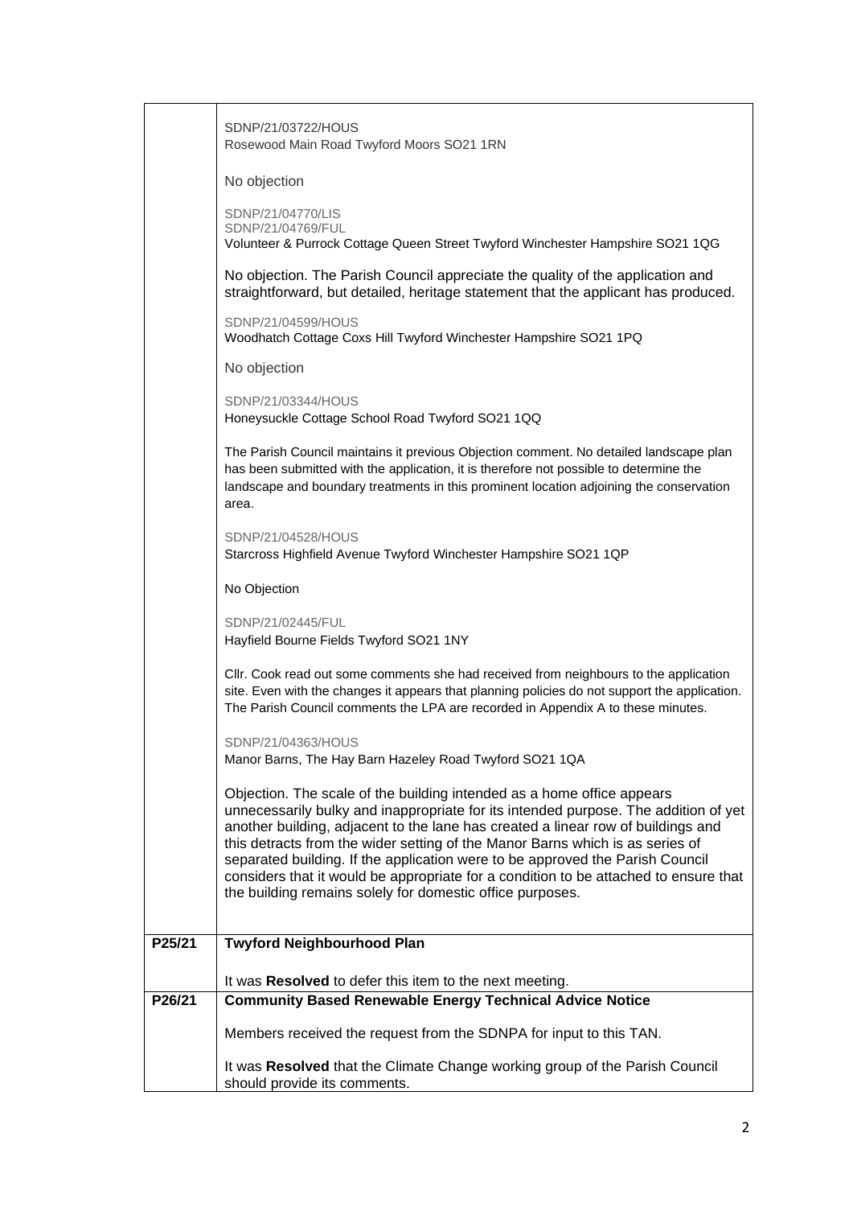| | |
|---|---|
| | SDNP/21/03722/HOUS<br>Rosewood Main Road Twyford Moors SO21 1RN<br><br>No objection<br><br>SDNP/21/04770/LIS<br>SDNP/21/04769/FUL<br>Volunteer & Purrock Cottage Queen Street Twyford Winchester Hampshire SO21 1QG<br><br>No objection. The Parish Council appreciate the quality of the application and straightforward, but detailed, heritage statement that the applicant has produced.<br><br>SDNP/21/04599/HOUS<br>Woodhatch Cottage Coxs Hill Twyford Winchester Hampshire SO21 1PQ<br><br>No objection<br><br>SDNP/21/03344/HOUS<br>Honeysuckle Cottage School Road Twyford SO21 1QQ<br><br>The Parish Council maintains it previous Objection comment. No detailed landscape plan has been submitted with the application, it is therefore not possible to determine the landscape and boundary treatments in this prominent location adjoining the conservation area.<br><br>SDNP/21/04528/HOUS<br>Starcross Highfield Avenue Twyford Winchester Hampshire SO21 1QP<br><br>No Objection<br><br>SDNP/21/02445/FUL<br>Hayfield Bourne Fields Twyford SO21 1NY<br><br>Cllr. Cook read out some comments she had received from neighbours to the application site. Even with the changes it appears that planning policies do not support the application. The Parish Council comments the LPA are recorded in Appendix A to these minutes.<br><br>SDNP/21/04363/HOUS<br>Manor Barns, The Hay Barn Hazeley Road Twyford SO21 1QA<br><br>Objection. The scale of the building intended as a home office appears unnecessarily bulky and inappropriate for its intended purpose. The addition of yet another building, adjacent to the lane has created a linear row of buildings and this detracts from the wider setting of the Manor Barns which is as series of separated building. If the application were to be approved the Parish Council considers that it would be appropriate for a condition to be attached to ensure that the building remains solely for domestic office purposes. |
| **P25/21** | **Twyford Neighbourhood Plan**<br><br>It was **Resolved** to defer this item to the next meeting. |
| **P26/21** | **Community Based Renewable Energy Technical Advice Notice**<br><br>Members received the request from the SDNPA for input to this TAN.<br><br>It was **Resolved** that the Climate Change working group of the Parish Council should provide its comments. |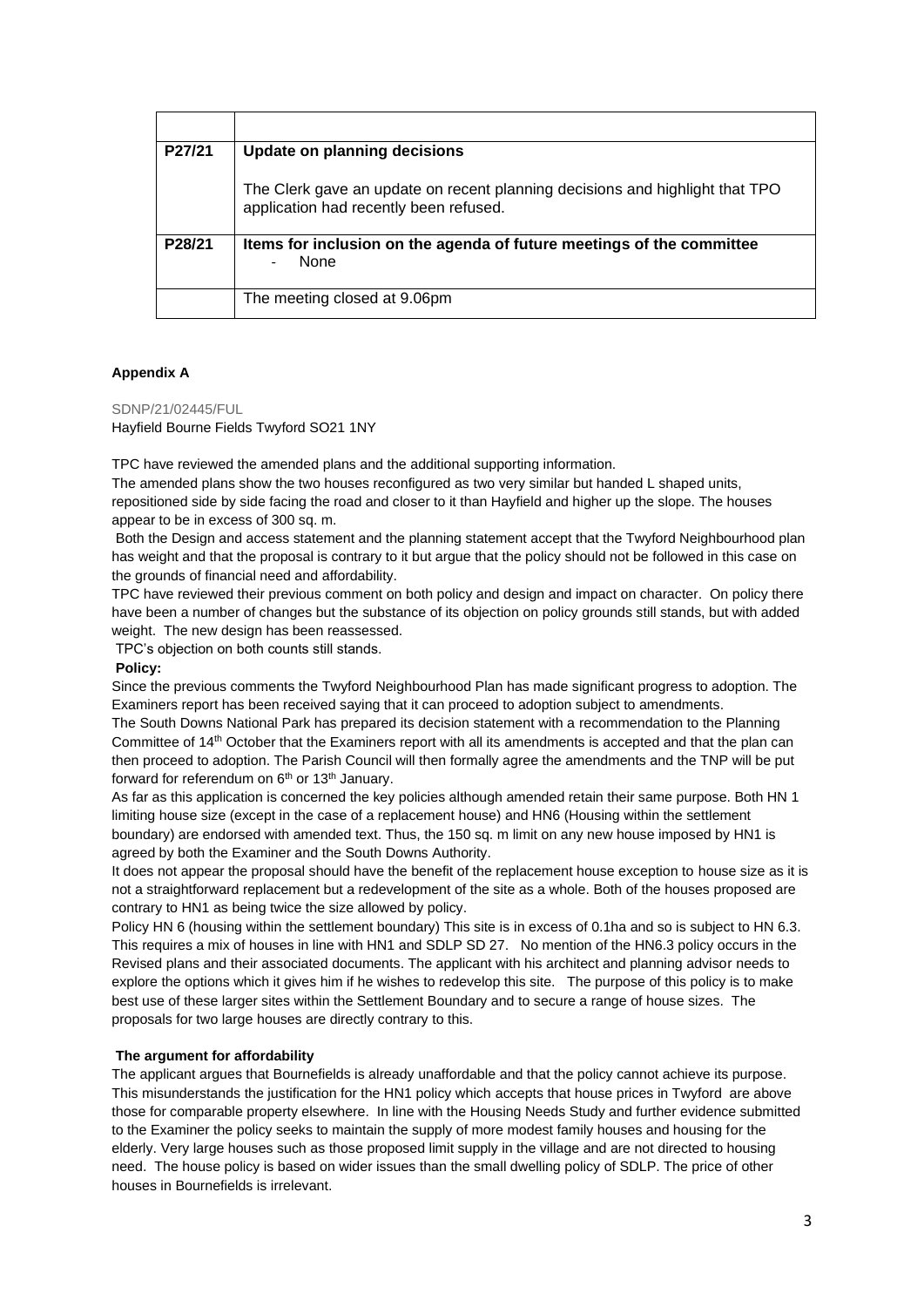| | |
|---|---|
| P27/21 | **Update on planning decisions**<br><br>The Clerk gave an update on recent planning decisions and highlight that TPO application had recently been refused. |
| P28/21 | **Items for inclusion on the agenda of future meetings of the committee**<br>- None |
| | The meeting closed at 9.06pm |

**Appendix A**

SDNP/21/02445/FUL
Hayfield Bourne Fields Twyford SO21 1NY

TPC have reviewed the amended plans and the additional supporting information.

The amended plans show the two houses reconfigured as two very similar but handed L shaped units, repositioned side by side facing the road and closer to it than Hayfield and higher up the slope. The houses appear to be in excess of 300 sq. m.

Both the Design and access statement and the planning statement accept that the Twyford Neighbourhood plan has weight and that the proposal is contrary to it but argue that the policy should not be followed in this case on the grounds of financial need and affordability.

TPC have reviewed their previous comment on both policy and design and impact on character. On policy there have been a number of changes but the substance of its objection on policy grounds still stands, but with added weight. The new design has been reassessed.

TPC's objection on both counts still stands.

**Policy:**

Since the previous comments the Twyford Neighbourhood Plan has made significant progress to adoption. The Examiners report has been received saying that it can proceed to adoption subject to amendments.

The South Downs National Park has prepared its decision statement with a recommendation to the Planning Committee of 14th October that the Examiners report with all its amendments is accepted and that the plan can then proceed to adoption. The Parish Council will then formally agree the amendments and the TNP will be put forward for referendum on 6th or 13th January.

As far as this application is concerned the key policies although amended retain their same purpose. Both HN 1 limiting house size (except in the case of a replacement house) and HN6 (Housing within the settlement boundary) are endorsed with amended text. Thus, the 150 sq. m limit on any new house imposed by HN1 is agreed by both the Examiner and the South Downs Authority.

It does not appear the proposal should have the benefit of the replacement house exception to house size as it is not a straightforward replacement but a redevelopment of the site as a whole. Both of the houses proposed are contrary to HN1 as being twice the size allowed by policy.

Policy HN 6 (housing within the settlement boundary) This site is in excess of 0.1ha and so is subject to HN 6.3. This requires a mix of houses in line with HN1 and SDLP SD 27. No mention of the HN6.3 policy occurs in the Revised plans and their associated documents. The applicant with his architect and planning advisor needs to explore the options which it gives him if he wishes to redevelop this site. The purpose of this policy is to make best use of these larger sites within the Settlement Boundary and to secure a range of house sizes. The proposals for two large houses are directly contrary to this.

**The argument for affordability**

The applicant argues that Bournefields is already unaffordable and that the policy cannot achieve its purpose. This misunderstands the justification for the HN1 policy which accepts that house prices in Twyford are above those for comparable property elsewhere. In line with the Housing Needs Study and further evidence submitted to the Examiner the policy seeks to maintain the supply of more modest family houses and housing for the elderly. Very large houses such as those proposed limit supply in the village and are not directed to housing need. The house policy is based on wider issues than the small dwelling policy of SDLP. The price of other houses in Bournefields is irrelevant.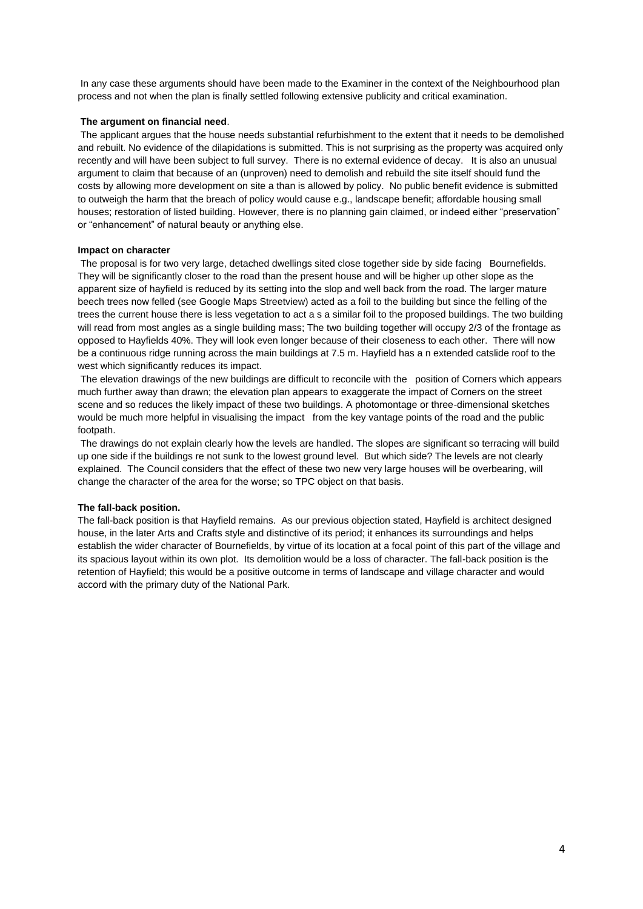In any case these arguments should have been made to the Examiner in the context of the Neighbourhood plan process and not when the plan is finally settled following extensive publicity and critical examination.

**The argument on financial need**.

The applicant argues that the house needs substantial refurbishment to the extent that it needs to be demolished and rebuilt. No evidence of the dilapidations is submitted. This is not surprising as the property was acquired only recently and will have been subject to full survey. There is no external evidence of decay. It is also an unusual argument to claim that because of an (unproven) need to demolish and rebuild the site itself should fund the costs by allowing more development on site a than is allowed by policy. No public benefit evidence is submitted to outweigh the harm that the breach of policy would cause e.g., landscape benefit; affordable housing small houses; restoration of listed building. However, there is no planning gain claimed, or indeed either "preservation" or "enhancement" of natural beauty or anything else.

**Impact on character**

The proposal is for two very large, detached dwellings sited close together side by side facing Bournefields. They will be significantly closer to the road than the present house and will be higher up other slope as the apparent size of hayfield is reduced by its setting into the slop and well back from the road. The larger mature beech trees now felled (see Google Maps Streetview) acted as a foil to the building but since the felling of the trees the current house there is less vegetation to act a s a similar foil to the proposed buildings. The two building will read from most angles as a single building mass; The two building together will occupy 2/3 of the frontage as opposed to Hayfields 40%. They will look even longer because of their closeness to each other. There will now be a continuous ridge running across the main buildings at 7.5 m. Hayfield has a n extended catslide roof to the west which significantly reduces its impact.

The elevation drawings of the new buildings are difficult to reconcile with the position of Corners which appears much further away than drawn; the elevation plan appears to exaggerate the impact of Corners on the street scene and so reduces the likely impact of these two buildings. A photomontage or three-dimensional sketches would be much more helpful in visualising the impact from the key vantage points of the road and the public footpath.

The drawings do not explain clearly how the levels are handled. The slopes are significant so terracing will build up one side if the buildings re not sunk to the lowest ground level. But which side? The levels are not clearly explained. The Council considers that the effect of these two new very large houses will be overbearing, will change the character of the area for the worse; so TPC object on that basis.

**The fall-back position.**

The fall-back position is that Hayfield remains. As our previous objection stated, Hayfield is architect designed house, in the later Arts and Crafts style and distinctive of its period; it enhances its surroundings and helps establish the wider character of Bournefields, by virtue of its location at a focal point of this part of the village and its spacious layout within its own plot. Its demolition would be a loss of character. The fall-back position is the retention of Hayfield; this would be a positive outcome in terms of landscape and village character and would accord with the primary duty of the National Park.